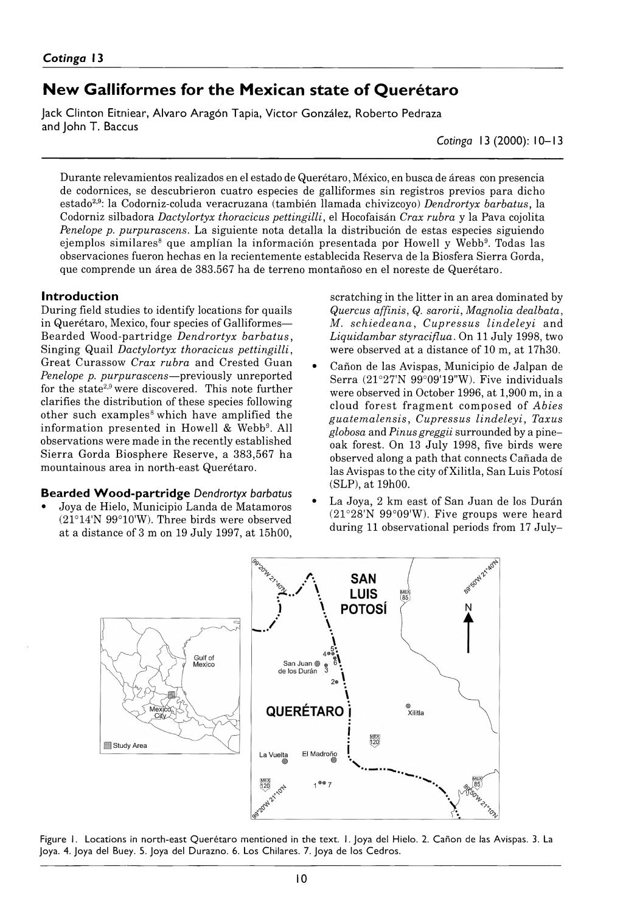# New Galliformes for the Mexican state of Querétaro

Jack Clinton Eitniear, Alvaro Aragón Tapia, Victor González, Roberto Pedraza and John T. Baccus

Durante relevamientos realizados en el estado de Querétaro, México, en busca de áreas con presencia de codornices, se descubrieron cuatro especies de galliformes sin registros previos para dicho estado[2,9]: la Codorniz-coluda veracruzana (también llamada chivizcoyo) *Dendrortyx barbatus*, la Codorniz silbadora *Dactylortyx thoracicus pettingilli*, el Hocofaisán *Crax rubra* y la Pava cojolita *Penelope p. purpurascens*. La siguiente nota detalla la distribución de estas especies siguiendo ejemplos similares[8] que amplían la información presentada por Howell y Webb[9]. Todas las observaciones fueron hechas en la recientemente establecida Reserva de la Biosfera Sierra Gorda, que comprende un área de 383.567 ha de terreno montañoso en el noreste de Querétaro.

## Introduction

During field studies to identify locations for quails in Querétaro, Mexico, four species of Galliformes—Bearded Wood-partridge *Dendrortyx barbatus*, Singing Quail *Dactylortyx thoracicus pettingilli*, Great Curassow *Crax rubra* and Crested Guan *Penelope p. purpurascens*—previously unreported for the state[2,9] were discovered. This note further clarifies the distribution of these species following other such examples[8] which have amplified the information presented in Howell & Webb[9]. All observations were made in the recently established Sierra Gorda Biosphere Reserve, a 383,567 ha mountainous area in north-east Querétaro.

### Bearded Wood-partridge *Dendrortyx barbatus*

- Joya de Hielo, Municipio Landa de Matamoros (21°14'N 99°10'W). Three birds were observed at a distance of 3 m on 19 July 1997, at 15h00, scratching in the litter in an area dominated by *Quercus affinis*, *Q. sarorii*, *Magnolia dealbata*, *M. schiedeana*, *Cupressus lindeleyi* and *Liquidambar styraciflua*. On 11 July 1998, two were observed at a distance of 10 m, at 17h30.
- Cañon de las Avispas, Municipio de Jalpan de Serra (21°27'N 99°09'19"W). Five individuals were observed in October 1996, at 1,900 m, in a cloud forest fragment composed of *Abies guatemalensis*, *Cupressus lindeleyi*, *Taxus globosa* and *Pinus greggii* surrounded by a pine–oak forest. On 13 July 1998, five birds were observed along a path that connects Cañada de las Avispas to the city of Xilitla, San Luis Potosí (SLP), at 19h00.
- La Joya, 2 km east of San Juan de los Durán (21°28'N 99°09'W). Five groups were heard during 11 observational periods from 17 July–

Figure 1. Locations in north-east Querétaro mentioned in the text. 1. Joya del Hielo. 2. Cañon de las Avispas. 3. La Joya. 4. Joya del Buey. 5. Joya del Durazno. 6. Los Chilares. 7. Joya de los Cedros.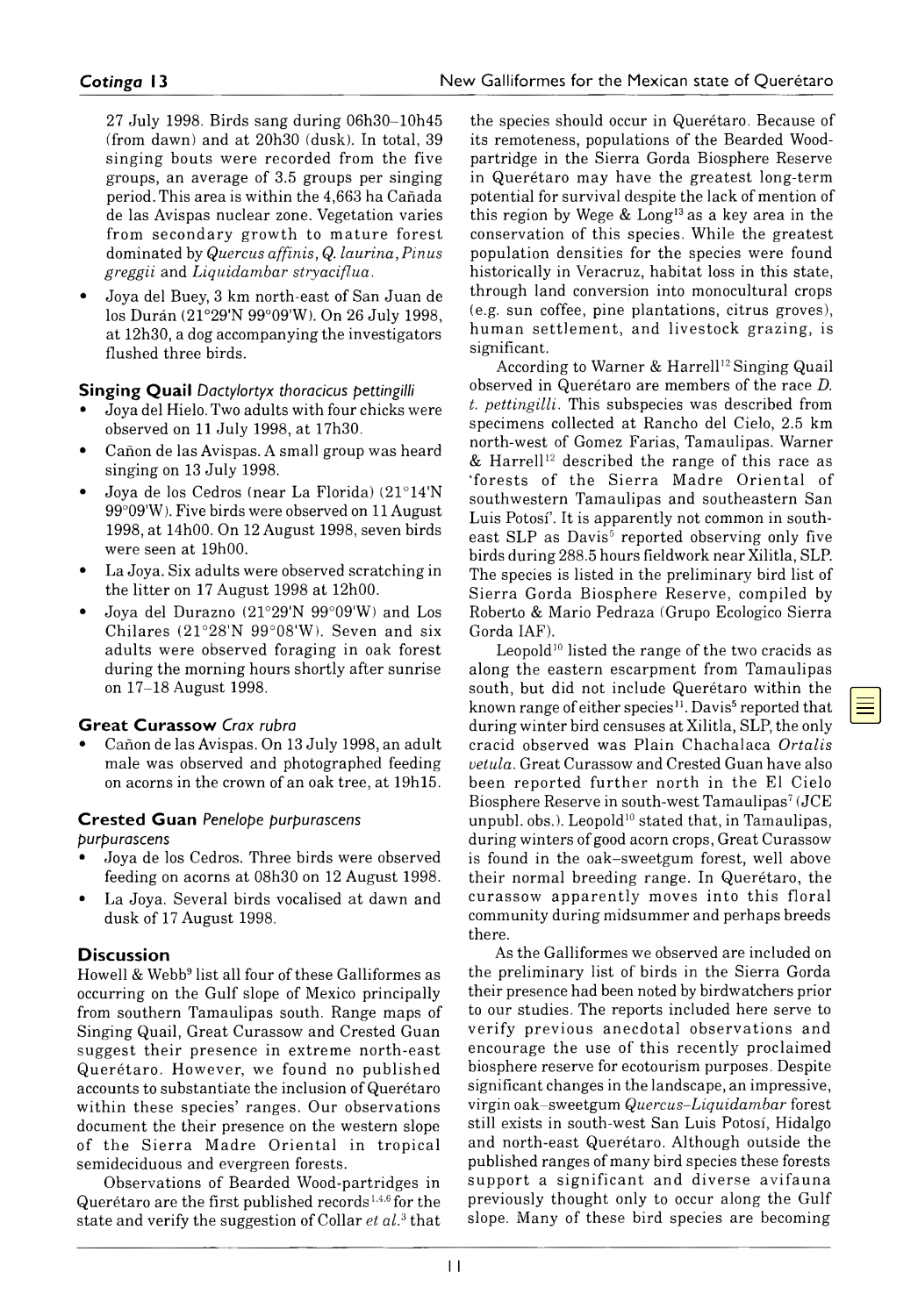27 July 1998. Birds sang during 06h30–10h45 (from dawn) and at 20h30 (dusk). In total, 39 singing bouts were recorded from the five groups, an average of 3.5 groups per singing period. This area is within the 4,663 ha Cañada de las Avispas nuclear zone. Vegetation varies from secondary growth to mature forest dominated by *Quercus affinis*, *Q. laurina*, *Pinus greggii* and *Liquidambar stryaciflua*.

- Joya del Buey, 3 km north-east of San Juan de los Durán (21°29'N 99°09'W). On 26 July 1998, at 12h30, a dog accompanying the investigators flushed three birds.

### Singing Quail *Dactylortyx thoracicus pettingilli*

- Joya del Hielo. Two adults with four chicks were observed on 11 July 1998, at 17h30.
- Cañon de las Avispas. A small group was heard singing on 13 July 1998.
- Joya de los Cedros (near La Florida) (21°14'N 99°09'W). Five birds were observed on 11 August 1998, at 14h00. On 12 August 1998, seven birds were seen at 19h00.
- La Joya. Six adults were observed scratching in the litter on 17 August 1998 at 12h00.
- Joya del Durazno (21°29'N 99°09'W) and Los Chilares (21°28'N 99°08'W). Seven and six adults were observed foraging in oak forest during the morning hours shortly after sunrise on 17–18 August 1998.

### Great Curassow *Crax rubra*

- Cañon de las Avispas. On 13 July 1998, an adult male was observed and photographed feeding on acorns in the crown of an oak tree, at 19h15.

### Crested Guan *Penelope purpurascens purpurascens*

- Joya de los Cedros. Three birds were observed feeding on acorns at 08h30 on 12 August 1998.
- La Joya. Several birds vocalised at dawn and dusk of 17 August 1998.

## Discussion

Howell & Webb[9] list all four of these Galliformes as occurring on the Gulf slope of Mexico principally from southern Tamaulipas south. Range maps of Singing Quail, Great Curassow and Crested Guan suggest their presence in extreme north-east Querétaro. However, we found no published accounts to substantiate the inclusion of Querétaro within these species' ranges. Our observations document the their presence on the western slope of the Sierra Madre Oriental in tropical semideciduous and evergreen forests.

Observations of Bearded Wood-partridges in Querétaro are the first published records[1,4,6] for the state and verify the suggestion of Collar *et al.*[3] that the species should occur in Querétaro. Because of its remoteness, populations of the Bearded Wood-partridge in the Sierra Gorda Biosphere Reserve in Querétaro may have the greatest long-term potential for survival despite the lack of mention of this region by Wege & Long[13] as a key area in the conservation of this species. While the greatest population densities for the species were found historically in Veracruz, habitat loss in this state, through land conversion into monocultural crops (e.g. sun coffee, pine plantations, citrus groves), human settlement, and livestock grazing, is significant.

According to Warner & Harrell[12] Singing Quail observed in Querétaro are members of the race *D. t. pettingilli*. This subspecies was described from specimens collected at Rancho del Cielo, 2.5 km north-west of Gomez Farias, Tamaulipas. Warner & Harrell[12] described the range of this race as 'forests of the Sierra Madre Oriental of southwestern Tamaulipas and southeastern San Luis Potosí'. It is apparently not common in south-east SLP as Davis[5] reported observing only five birds during 288.5 hours fieldwork near Xilitla, SLP. The species is listed in the preliminary bird list of Sierra Gorda Biosphere Reserve, compiled by Roberto & Mario Pedraza (Grupo Ecologico Sierra Gorda IAF).

Leopold[10] listed the range of the two cracids as along the eastern escarpment from Tamaulipas south, but did not include Querétaro within the known range of either species[11]. Davis[5] reported that during winter bird censuses at Xilitla, SLP, the only cracid observed was Plain Chachalaca *Ortalis vetula*. Great Curassow and Crested Guan have also been reported further north in the El Cielo Biosphere Reserve in south-west Tamaulipas[7] (JCE unpubl. obs.). Leopold[10] stated that, in Tamaulipas, during winters of good acorn crops, Great Curassow is found in the oak–sweetgum forest, well above their normal breeding range. In Querétaro, the curassow apparently moves into this floral community during midsummer and perhaps breeds there.

As the Galliformes we observed are included on the preliminary list of birds in the Sierra Gorda their presence had been noted by birdwatchers prior to our studies. The reports included here serve to verify previous anecdotal observations and encourage the use of this recently proclaimed biosphere reserve for ecotourism purposes. Despite significant changes in the landscape, an impressive, virgin oak–sweetgum *Quercus–Liquidambar* forest still exists in south-west San Luis Potosí, Hidalgo and north-east Querétaro. Although outside the published ranges of many bird species these forests support a significant and diverse avifauna previously thought only to occur along the Gulf slope. Many of these bird species are becoming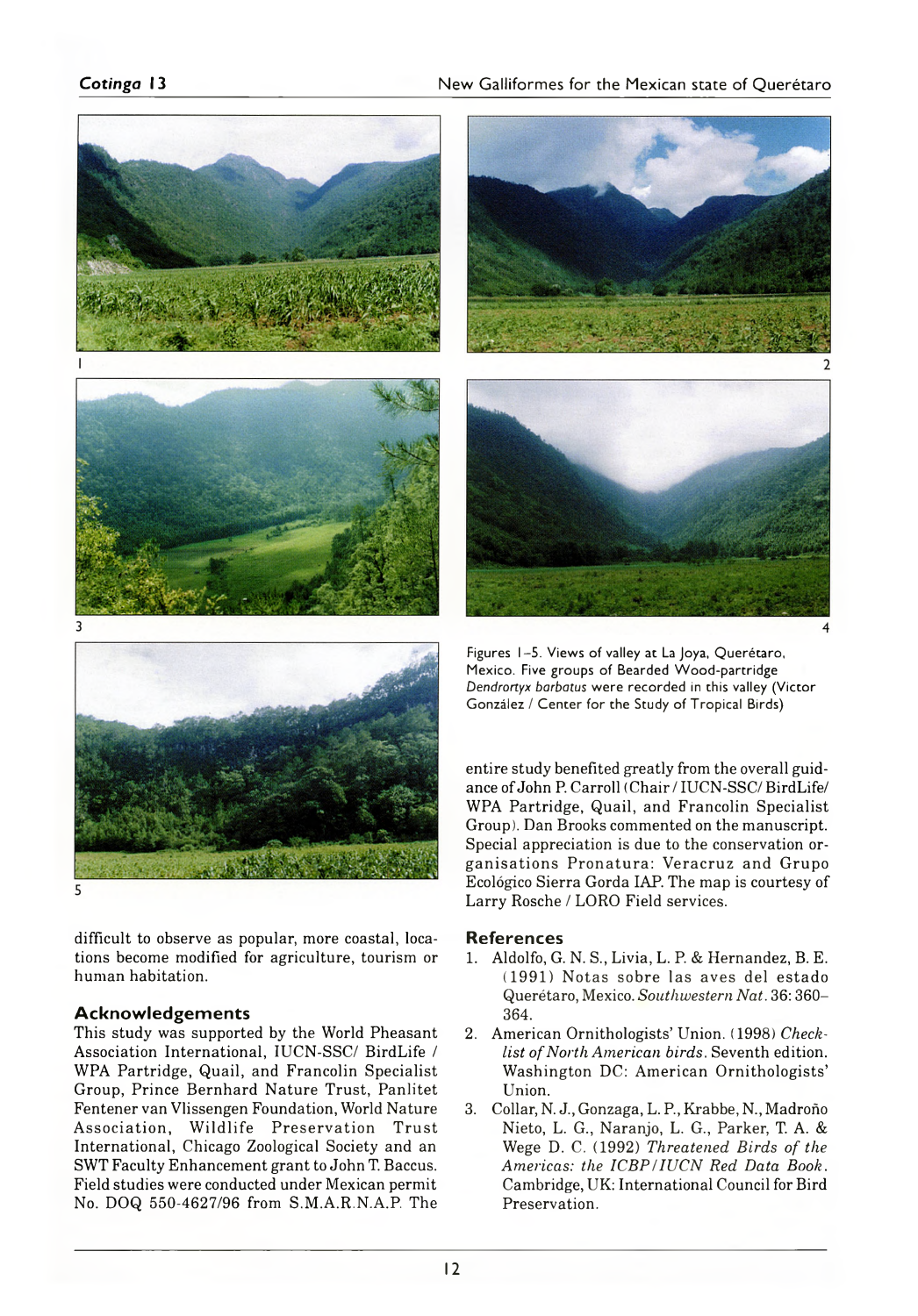Figures 1–5. Views of valley at La Joya, Querétaro, Mexico. Five groups of Bearded Wood-partridge *Dendrortyx barbatus* were recorded in this valley (Victor González / Center for the Study of Tropical Birds)

difficult to observe as popular, more coastal, locations become modified for agriculture, tourism or human habitation.

## Acknowledgements

This study was supported by the World Pheasant Association International, IUCN-SSC/ BirdLife / WPA Partridge, Quail, and Francolin Specialist Group, Prince Bernhard Nature Trust, Panlitet Fentener van Vlissengen Foundation, World Nature Association, Wildlife Preservation Trust International, Chicago Zoological Society and an SWT Faculty Enhancement grant to John T. Baccus. Field studies were conducted under Mexican permit No. DOQ 550-4627/96 from S.M.A.R.N.A.P. The entire study benefited greatly from the overall guidance of John P. Carroll (Chair / IUCN-SSC/ BirdLife/ WPA Partridge, Quail, and Francolin Specialist Group). Dan Brooks commented on the manuscript. Special appreciation is due to the conservation organisations Pronatura: Veracruz and Grupo Ecológico Sierra Gorda IAP. The map is courtesy of Larry Rosche / LORO Field services.

## References

1. Aldolfo, G. N. S., Livia, L. P. & Hernandez, B. E. (1991) Notas sobre las aves del estado Querétaro, Mexico. *Southwestern Nat.* 36: 360–364.
2. American Ornithologists' Union. (1998) *Check-list of North American birds*. Seventh edition. Washington DC: American Ornithologists' Union.
3. Collar, N. J., Gonzaga, L. P., Krabbe, N., Madroño Nieto, L. G., Naranjo, L. G., Parker, T. A. & Wege D. C. (1992) *Threatened Birds of the Americas: the ICBP/IUCN Red Data Book*. Cambridge, UK: International Council for Bird Preservation.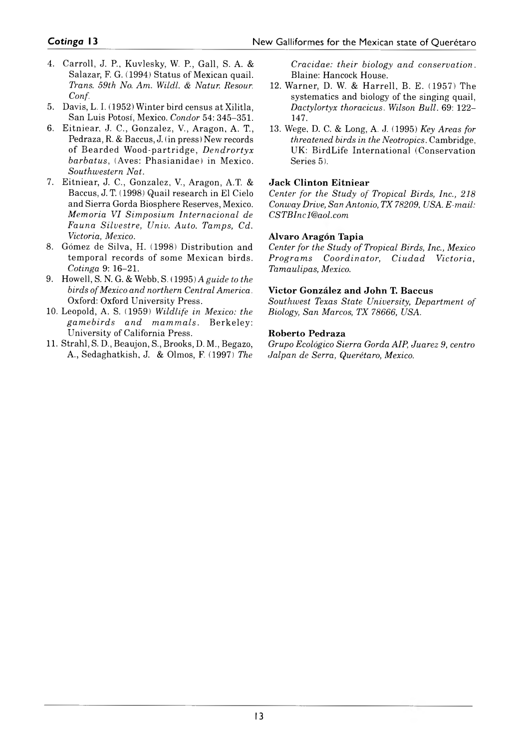4. Carroll, J. P., Kuvlesky, W. P., Gall, S. A. & Salazar, F. G. (1994) Status of Mexican quail. *Trans. 59th No. Am. Wildl. & Natur. Resour. Conf.*
5. Davis, L. I. (1952) Winter bird census at Xilitla, San Luis Potosí, Mexico. *Condor* 54: 345–351.
6. Eitniear, J. C., Gonzalez, V., Aragon, A. T., Pedraza, R. & Baccus, J. (in press) New records of Bearded Wood-partridge, *Dendrortyx barbatus*, (Aves: Phasianidae) in Mexico. *Southwestern Nat.*
7. Eitniear, J. C., Gonzalez, V., Aragon, A.T. & Baccus, J. T. (1998) Quail research in El Cielo and Sierra Gorda Biosphere Reserves, Mexico. *Memoria VI Simposium Internacional de Fauna Silvestre, Univ. Auto. Tamps, Cd. Victoria, Mexico.*
8. Gómez de Silva, H. (1998) Distribution and temporal records of some Mexican birds. *Cotinga* 9: 16–21.
9. Howell, S. N. G. & Webb, S. (1995) *A guide to the birds of Mexico and northern Central America.* Oxford: Oxford University Press.
10. Leopold, A. S. (1959) *Wildlife in Mexico: the gamebirds and mammals.* Berkeley: University of California Press.
11. Strahl, S. D., Beaujon, S., Brooks, D. M., Begazo, A., Sedaghatkish, J. & Olmos, F. (1997) *The Cracidae: their biology and conservation.* Blaine: Hancock House.
12. Warner, D. W. & Harrell, B. E. (1957) The systematics and biology of the singing quail, *Dactylortyx thoracicus. Wilson Bull.* 69: 122–147.
13. Wege, D. C. & Long, A. J. (1995) *Key Areas for threatened birds in the Neotropics.* Cambridge, UK: BirdLife International (Conservation Series 5).

**Jack Clinton Eitniear**

*Center for the Study of Tropical Birds, Inc., 218 Conway Drive, San Antonio, TX 78209, USA. E-mail: CSTBInc1@aol.com*

**Alvaro Aragón Tapia**

*Center for the Study of Tropical Birds, Inc., Mexico Programs Coordinator, Ciudad Victoria, Tamaulipas, Mexico.*

**Victor González and John T. Baccus**

*Southwest Texas State University, Department of Biology, San Marcos, TX 78666, USA.*

**Roberto Pedraza**

*Grupo Ecológico Sierra Gorda AIP, Juarez 9, centro Jalpan de Serra, Querétaro, Mexico.*